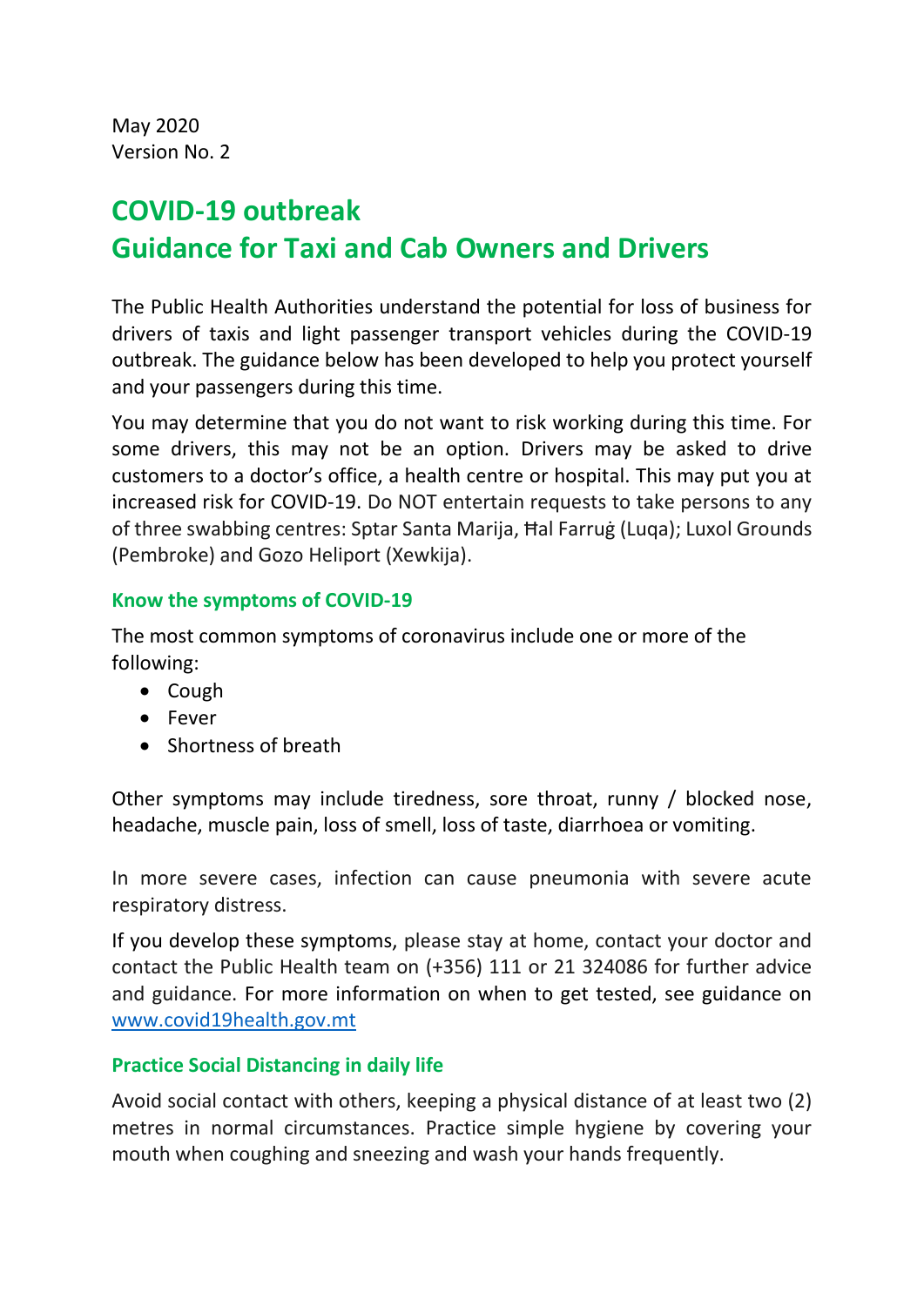May 2020
Version No. 2

# COVID-19 outbreak
# Guidance for Taxi and Cab Owners and Drivers

The Public Health Authorities understand the potential for loss of business for drivers of taxis and light passenger transport vehicles during the COVID-19 outbreak. The guidance below has been developed to help you protect yourself and your passengers during this time.

You may determine that you do not want to risk working during this time. For some drivers, this may not be an option. Drivers may be asked to drive customers to a doctor's office, a health centre or hospital. This may put you at increased risk for COVID-19. Do NOT entertain requests to take persons to any of three swabbing centres: Sptar Santa Marija, Ħal Farruġ (Luqa); Luxol Grounds (Pembroke) and Gozo Heliport (Xewkija).

## Know the symptoms of COVID-19

The most common symptoms of coronavirus include one or more of the following:

- Cough
- Fever
- Shortness of breath

Other symptoms may include tiredness, sore throat, runny / blocked nose, headache, muscle pain, loss of smell, loss of taste, diarrhoea or vomiting.

In more severe cases, infection can cause pneumonia with severe acute respiratory distress.

If you develop these symptoms, please stay at home, contact your doctor and contact the Public Health team on (+356) 111 or 21 324086 for further advice and guidance. For more information on when to get tested, see guidance on [www.covid19health.gov.mt](www.covid19health.gov.mt)

## Practice Social Distancing in daily life

Avoid social contact with others, keeping a physical distance of at least two (2) metres in normal circumstances. Practice simple hygiene by covering your mouth when coughing and sneezing and wash your hands frequently.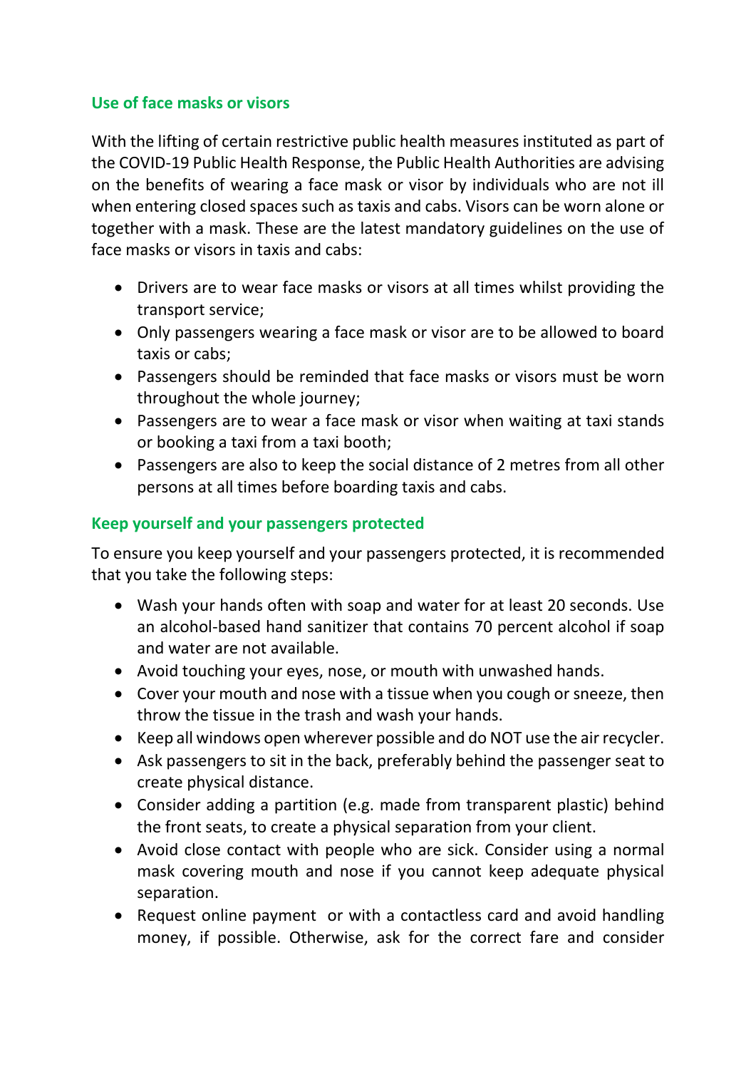## Use of face masks or visors

With the lifting of certain restrictive public health measures instituted as part of the COVID-19 Public Health Response, the Public Health Authorities are advising on the benefits of wearing a face mask or visor by individuals who are not ill when entering closed spaces such as taxis and cabs. Visors can be worn alone or together with a mask. These are the latest mandatory guidelines on the use of face masks or visors in taxis and cabs:

- Drivers are to wear face masks or visors at all times whilst providing the transport service;
- Only passengers wearing a face mask or visor are to be allowed to board taxis or cabs;
- Passengers should be reminded that face masks or visors must be worn throughout the whole journey;
- Passengers are to wear a face mask or visor when waiting at taxi stands or booking a taxi from a taxi booth;
- Passengers are also to keep the social distance of 2 metres from all other persons at all times before boarding taxis and cabs.

## Keep yourself and your passengers protected

To ensure you keep yourself and your passengers protected, it is recommended that you take the following steps:

- Wash your hands often with soap and water for at least 20 seconds. Use an alcohol-based hand sanitizer that contains 70 percent alcohol if soap and water are not available.
- Avoid touching your eyes, nose, or mouth with unwashed hands.
- Cover your mouth and nose with a tissue when you cough or sneeze, then throw the tissue in the trash and wash your hands.
- Keep all windows open wherever possible and do NOT use the air recycler.
- Ask passengers to sit in the back, preferably behind the passenger seat to create physical distance.
- Consider adding a partition (e.g. made from transparent plastic) behind the front seats, to create a physical separation from your client.
- Avoid close contact with people who are sick. Consider using a normal mask covering mouth and nose if you cannot keep adequate physical separation.
- Request online payment or with a contactless card and avoid handling money, if possible. Otherwise, ask for the correct fare and consider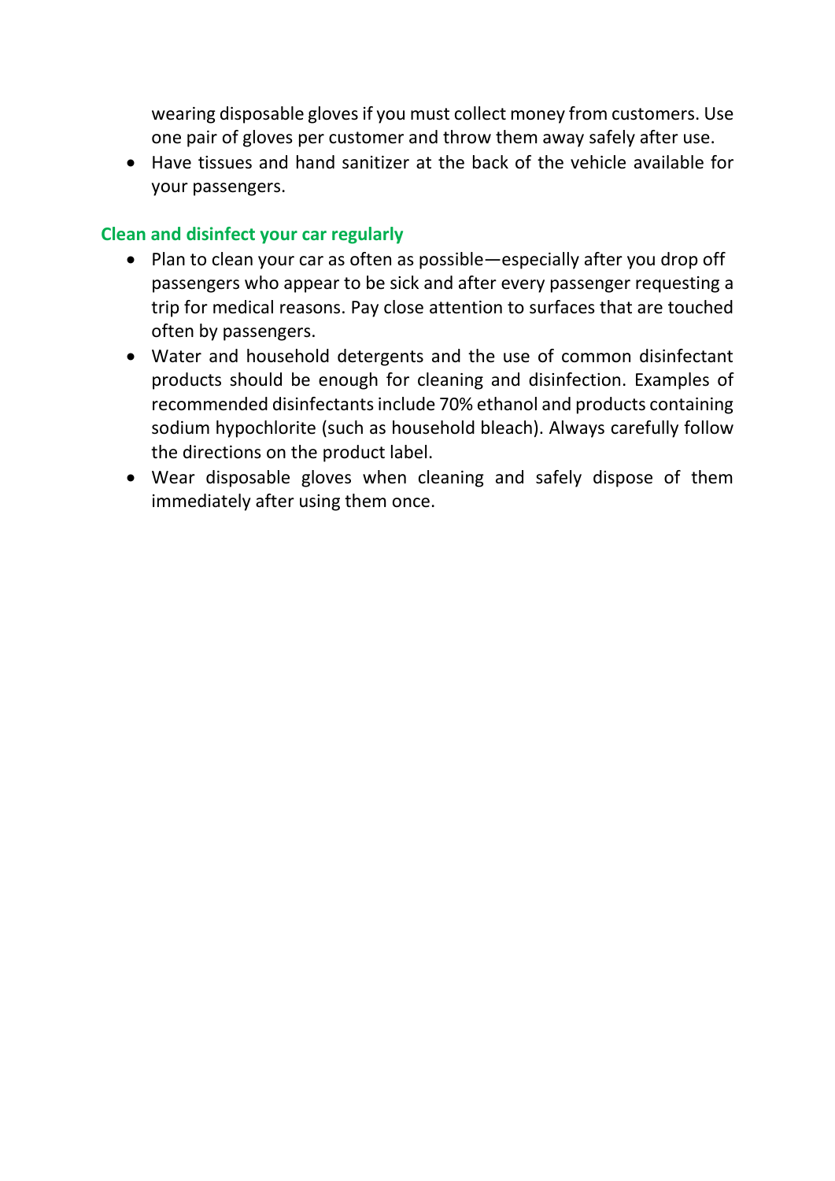wearing disposable gloves if you must collect money from customers. Use one pair of gloves per customer and throw them away safely after use.

- Have tissues and hand sanitizer at the back of the vehicle available for your passengers.

### Clean and disinfect your car regularly

- Plan to clean your car as often as possible—especially after you drop off passengers who appear to be sick and after every passenger requesting a trip for medical reasons. Pay close attention to surfaces that are touched often by passengers.
- Water and household detergents and the use of common disinfectant products should be enough for cleaning and disinfection. Examples of recommended disinfectants include 70% ethanol and products containing sodium hypochlorite (such as household bleach). Always carefully follow the directions on the product label.
- Wear disposable gloves when cleaning and safely dispose of them immediately after using them once.